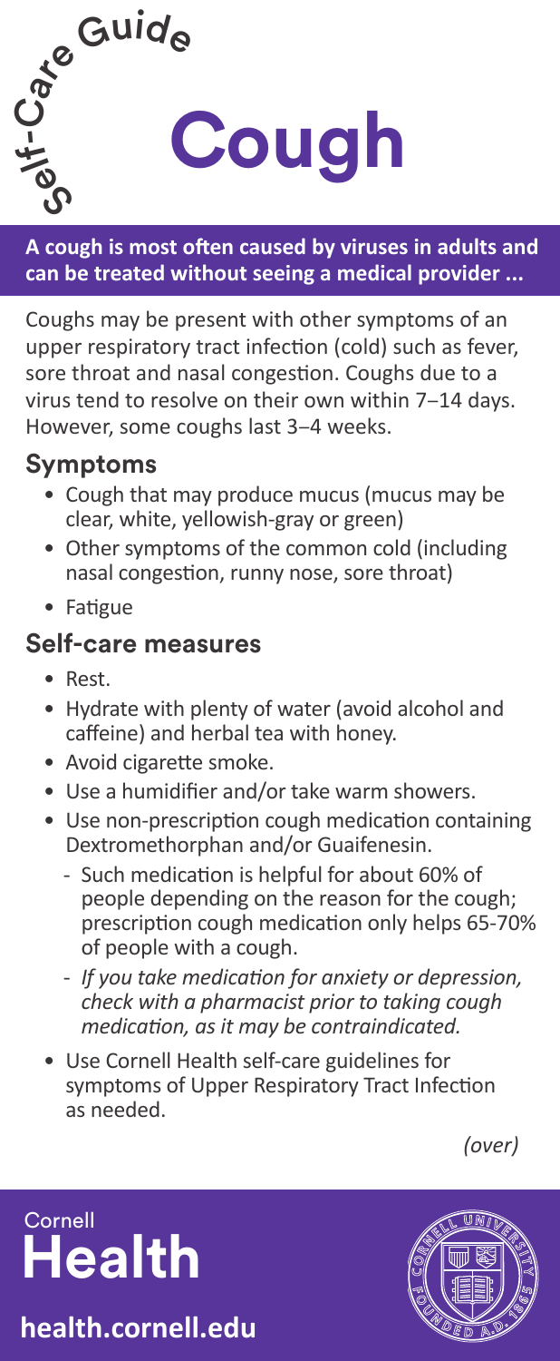Self-Care Guide

# Cough

**A cough is most often caused by viruses in adults and can be treated without seeing a medical provider ...**

Coughs may be present with other symptoms of an upper respiratory tract infection (cold) such as fever, sore throat and nasal congestion. Coughs due to a virus tend to resolve on their own within 7–14 days. However, some coughs last 3–4 weeks.

## Symptoms

- Cough that may produce mucus (mucus may be clear, white, yellowish-gray or green)
- Other symptoms of the common cold (including nasal congestion, runny nose, sore throat)
- Fatigue

## Self-care measures

- Rest.
- Hydrate with plenty of water (avoid alcohol and caffeine) and herbal tea with honey.
- Avoid cigarette smoke.
- Use a humidifier and/or take warm showers.
- Use non-prescription cough medication containing Dextromethorphan and/or Guaifenesin.
  - Such medication is helpful for about 60% of people depending on the reason for the cough; prescription cough medication only helps 65-70% of people with a cough.
  - *If you take medication for anxiety or depression, check with a pharmacist prior to taking cough medication, as it may be contraindicated.*
- Use Cornell Health self-care guidelines for symptoms of Upper Respiratory Tract Infection as needed.

*(over)*

Cornell Health

**health.cornell.edu**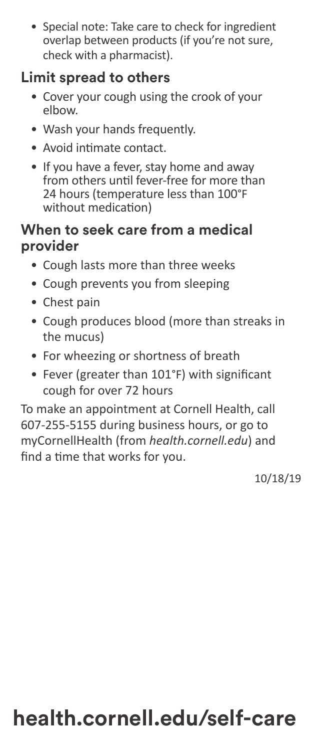- Special note: Take care to check for ingredient overlap between products (if you're not sure, check with a pharmacist).

## Limit spread to others

- Cover your cough using the crook of your elbow.
- Wash your hands frequently.
- Avoid intimate contact.
- If you have a fever, stay home and away from others until fever-free for more than 24 hours (temperature less than 100°F without medication)

## When to seek care from a medical provider

- Cough lasts more than three weeks
- Cough prevents you from sleeping
- Chest pain
- Cough produces blood (more than streaks in the mucus)
- For wheezing or shortness of breath
- Fever (greater than 101°F) with significant cough for over 72 hours

To make an appointment at Cornell Health, call 607-255-5155 during business hours, or go to myCornellHealth (from *health.cornell.edu*) and find a time that works for you.

10/18/19

# health.cornell.edu/self-care